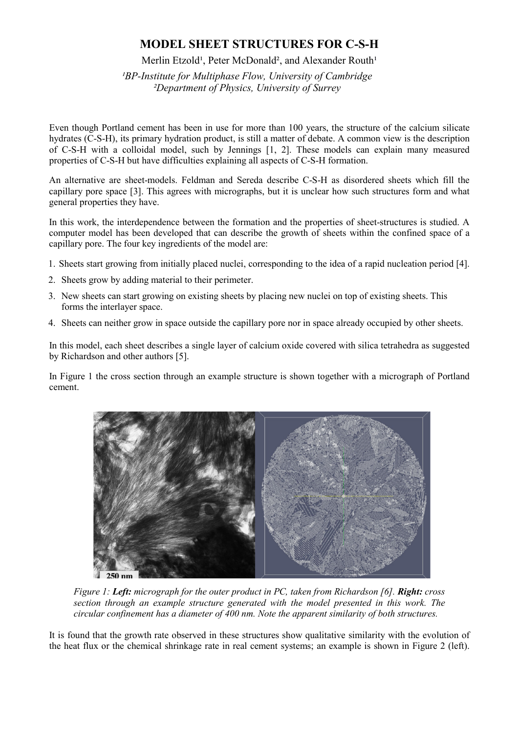# MODEL SHEET STRUCTURES FOR C-S-H

Merlin Etzold[1], Peter McDonald[2], and Alexander Routh[1]

*[1]BP-Institute for Multiphase Flow, University of Cambridge*
*[2]Department of Physics, University of Surrey*

Even though Portland cement has been in use for more than 100 years, the structure of the calcium silicate hydrates (C-S-H), its primary hydration product, is still a matter of debate. A common view is the description of C-S-H with a colloidal model, such by Jennings [1, 2]. These models can explain many measured properties of C-S-H but have difficulties explaining all aspects of C-S-H formation.

An alternative are sheet-models. Feldman and Sereda describe C-S-H as disordered sheets which fill the capillary pore space [3]. This agrees with micrographs, but it is unclear how such structures form and what general properties they have.

In this work, the interdependence between the formation and the properties of sheet-structures is studied. A computer model has been developed that can describe the growth of sheets within the confined space of a capillary pore. The four key ingredients of the model are:

1. Sheets start growing from initially placed nuclei, corresponding to the idea of a rapid nucleation period [4].
2. Sheets grow by adding material to their perimeter.
3. New sheets can start growing on existing sheets by placing new nuclei on top of existing sheets. This forms the interlayer space.
4. Sheets can neither grow in space outside the capillary pore nor in space already occupied by other sheets.

In this model, each sheet describes a single layer of calcium oxide covered with silica tetrahedra as suggested by Richardson and other authors [5].

In Figure 1 the cross section through an example structure is shown together with a micrograph of Portland cement.

*Figure 1: **Left:** micrograph for the outer product in PC, taken from Richardson [6]. **Right:** cross section through an example structure generated with the model presented in this work. The circular confinement has a diameter of 400 nm. Note the apparent similarity of both structures.*

It is found that the growth rate observed in these structures show qualitative similarity with the evolution of the heat flux or the chemical shrinkage rate in real cement systems; an example is shown in Figure 2 (left).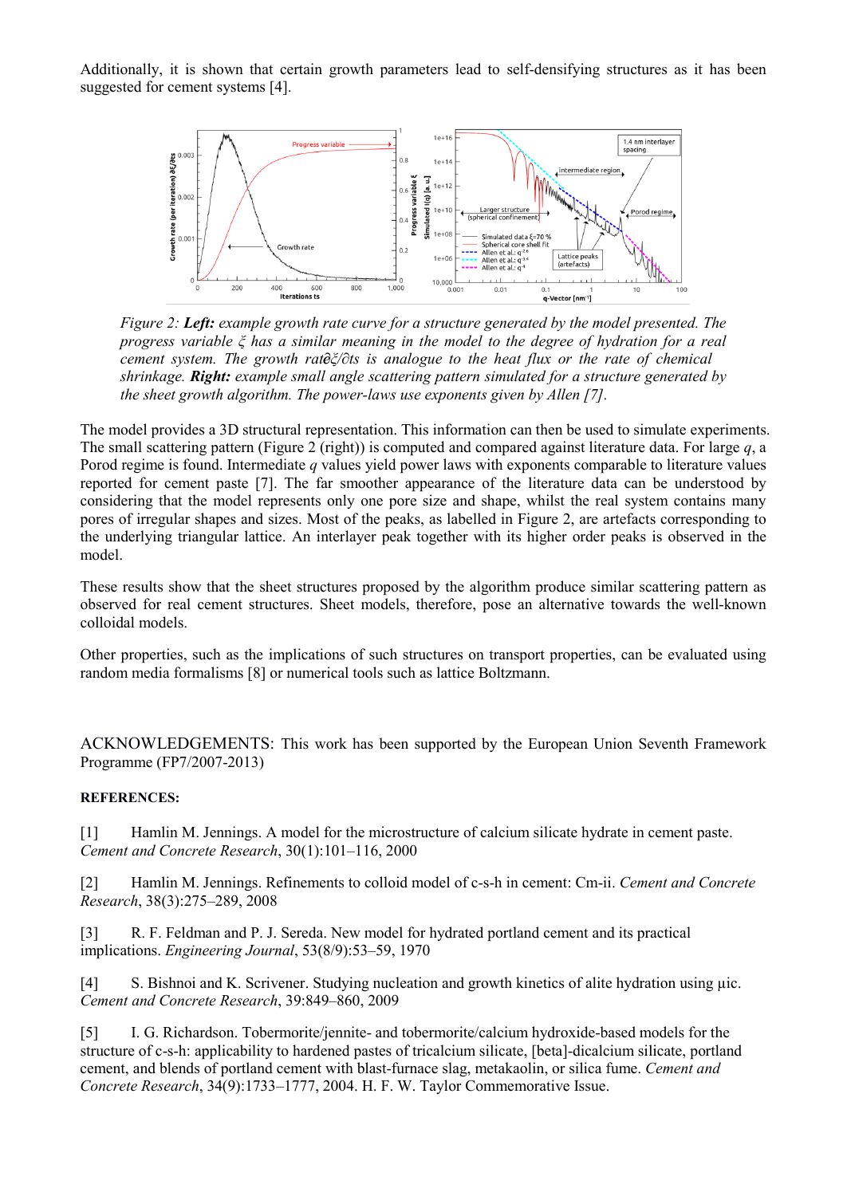Additionally, it is shown that certain growth parameters lead to self-densifying structures as it has been suggested for cement systems [4].

*Figure 2: **Left:** example growth rate curve for a structure generated by the model presented. The progress variable ξ has a similar meaning in the model to the degree of hydration for a real cement system. The growth rate$\partial\xi/\partial ts$ is analogue to the heat flux or the rate of chemical shrinkage. **Right:** example small angle scattering pattern simulated for a structure generated by the sheet growth algorithm. The power-laws use exponents given by Allen [7].*

The model provides a 3D structural representation. This information can then be used to simulate experiments. The small scattering pattern (Figure 2 (right)) is computed and compared against literature data. For large $q$, a Porod regime is found. Intermediate $q$ values yield power laws with exponents comparable to literature values reported for cement paste [7]. The far smoother appearance of the literature data can be understood by considering that the model represents only one pore size and shape, whilst the real system contains many pores of irregular shapes and sizes. Most of the peaks, as labelled in Figure 2, are artefacts corresponding to the underlying triangular lattice. An interlayer peak together with its higher order peaks is observed in the model.

These results show that the sheet structures proposed by the algorithm produce similar scattering pattern as observed for real cement structures. Sheet models, therefore, pose an alternative towards the well-known colloidal models.

Other properties, such as the implications of such structures on transport properties, can be evaluated using random media formalisms [8] or numerical tools such as lattice Boltzmann.

ACKNOWLEDGEMENTS: This work has been supported by the European Union Seventh Framework Programme (FP7/2007-2013)

**REFERENCES:**

[1] Hamlin M. Jennings. A model for the microstructure of calcium silicate hydrate in cement paste. *Cement and Concrete Research*, 30(1):101–116, 2000

[2] Hamlin M. Jennings. Refinements to colloid model of c-s-h in cement: Cm-ii. *Cement and Concrete Research*, 38(3):275–289, 2008

[3] R. F. Feldman and P. J. Sereda. New model for hydrated portland cement and its practical implications. *Engineering Journal*, 53(8/9):53–59, 1970

[4] S. Bishnoi and K. Scrivener. Studying nucleation and growth kinetics of alite hydration using µic. *Cement and Concrete Research*, 39:849–860, 2009

[5] I. G. Richardson. Tobermorite/jennite- and tobermorite/calcium hydroxide-based models for the structure of c-s-h: applicability to hardened pastes of tricalcium silicate, [beta]-dicalcium silicate, portland cement, and blends of portland cement with blast-furnace slag, metakaolin, or silica fume. *Cement and Concrete Research*, 34(9):1733–1777, 2004. H. F. W. Taylor Commemorative Issue.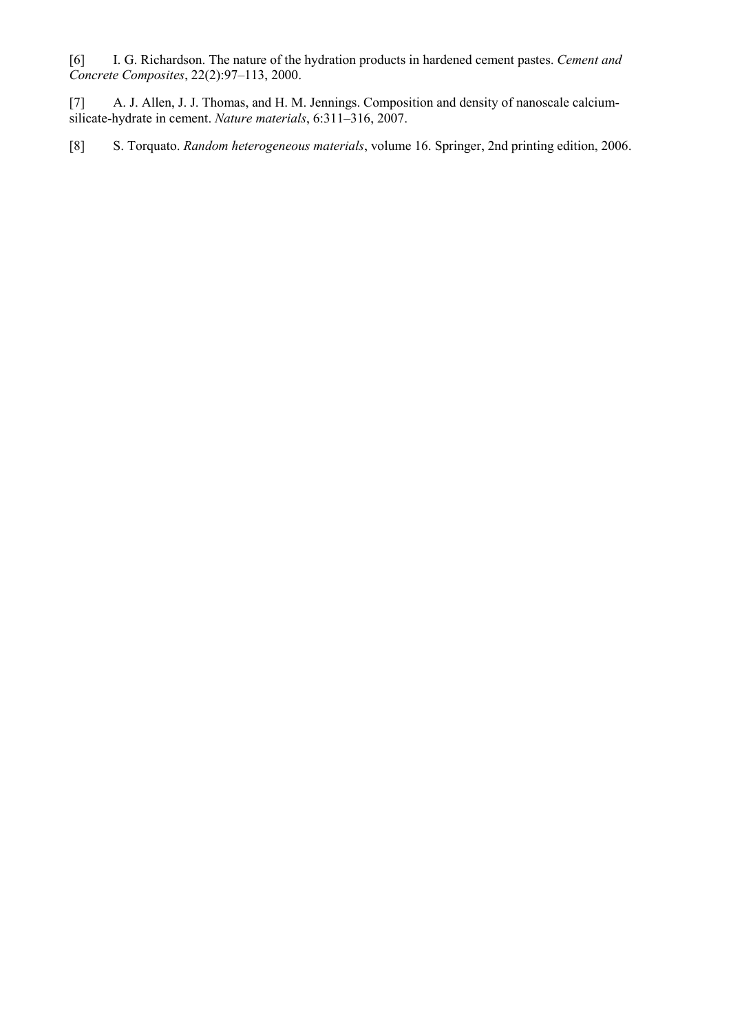[6] I. G. Richardson. The nature of the hydration products in hardened cement pastes. *Cement and Concrete Composites*, 22(2):97–113, 2000.

[7] A. J. Allen, J. J. Thomas, and H. M. Jennings. Composition and density of nanoscale calcium-silicate-hydrate in cement. *Nature materials*, 6:311–316, 2007.

[8] S. Torquato. *Random heterogeneous materials*, volume 16. Springer, 2nd printing edition, 2006.